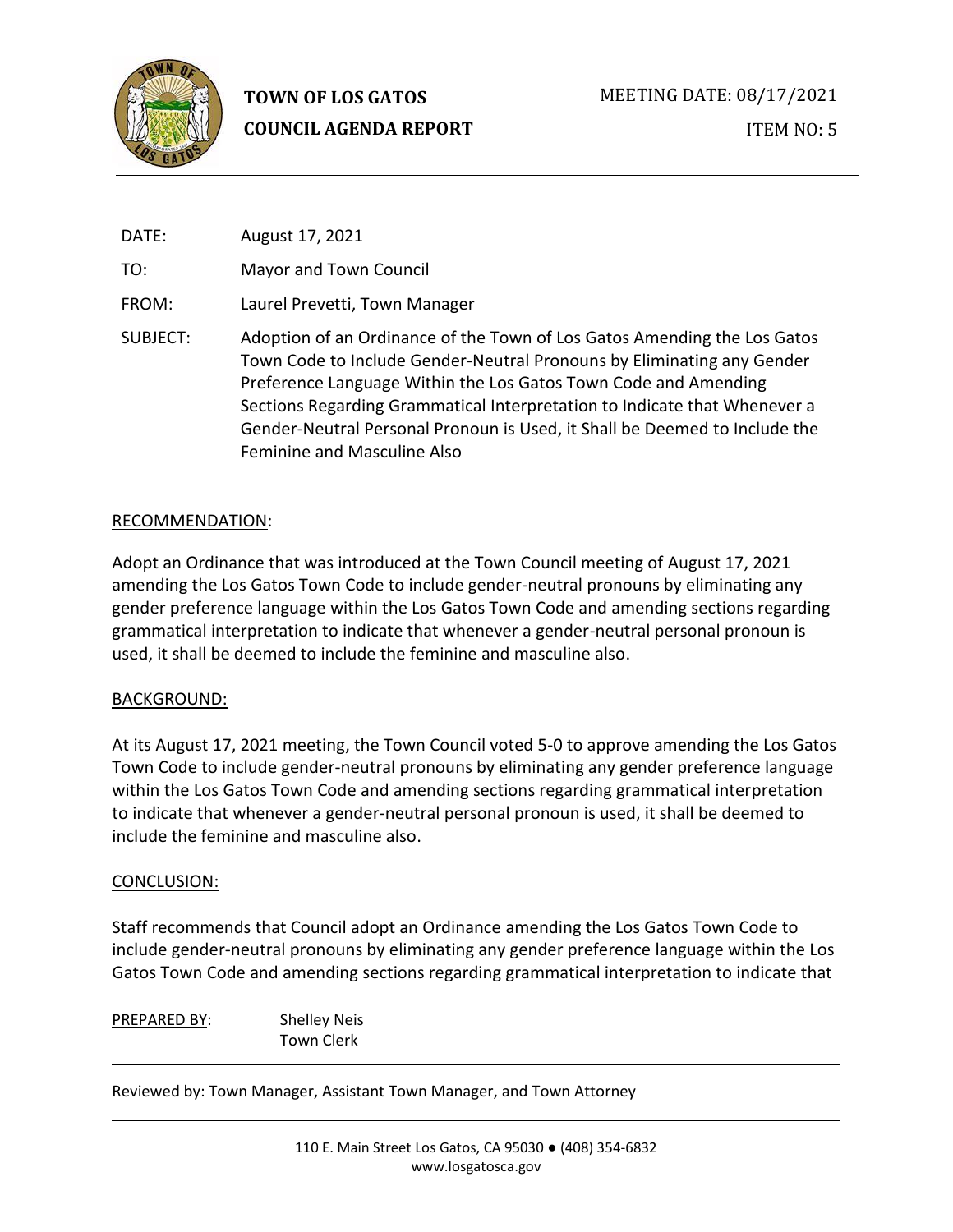**TOWN OF LOS GATOS**
**COUNCIL AGENDA REPORT**

MEETING DATE: 08/17/2021

ITEM NO: 5

DATE: August 17, 2021

TO: Mayor and Town Council

FROM: Laurel Prevetti, Town Manager

SUBJECT: Adoption of an Ordinance of the Town of Los Gatos Amending the Los Gatos Town Code to Include Gender-Neutral Pronouns by Eliminating any Gender Preference Language Within the Los Gatos Town Code and Amending Sections Regarding Grammatical Interpretation to Indicate that Whenever a Gender-Neutral Personal Pronoun is Used, it Shall be Deemed to Include the Feminine and Masculine Also

RECOMMENDATION:

Adopt an Ordinance that was introduced at the Town Council meeting of August 17, 2021 amending the Los Gatos Town Code to include gender-neutral pronouns by eliminating any gender preference language within the Los Gatos Town Code and amending sections regarding grammatical interpretation to indicate that whenever a gender-neutral personal pronoun is used, it shall be deemed to include the feminine and masculine also.

BACKGROUND:

At its August 17, 2021 meeting, the Town Council voted 5-0 to approve amending the Los Gatos Town Code to include gender-neutral pronouns by eliminating any gender preference language within the Los Gatos Town Code and amending sections regarding grammatical interpretation to indicate that whenever a gender-neutral personal pronoun is used, it shall be deemed to include the feminine and masculine also.

CONCLUSION:

Staff recommends that Council adopt an Ordinance amending the Los Gatos Town Code to include gender-neutral pronouns by eliminating any gender preference language within the Los Gatos Town Code and amending sections regarding grammatical interpretation to indicate that

PREPARED BY: Shelley Neis
Town Clerk

Reviewed by: Town Manager, Assistant Town Manager, and Town Attorney

110 E. Main Street Los Gatos, CA 95030 ● (408) 354-6832
www.losgatosca.gov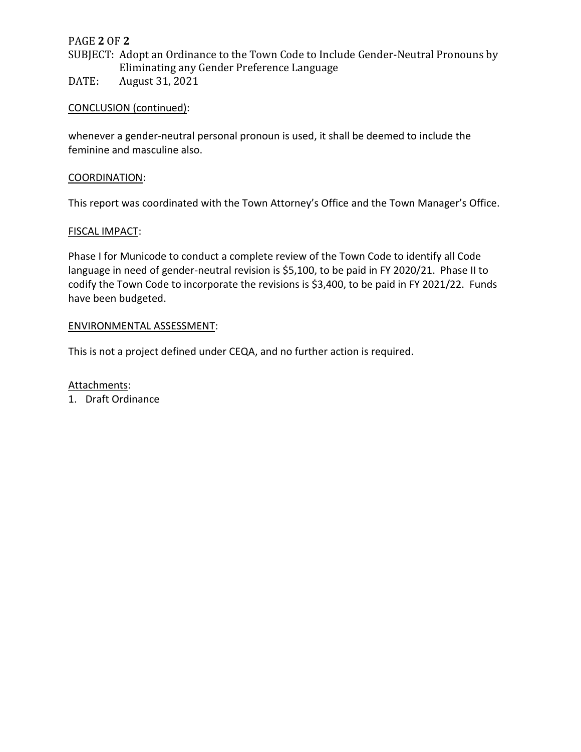SUBJECT: Adopt an Ordinance to the Town Code to Include Gender-Neutral Pronouns by Eliminating any Gender Preference Language
DATE: August 31, 2021

CONCLUSION (continued):

whenever a gender-neutral personal pronoun is used, it shall be deemed to include the feminine and masculine also.

COORDINATION:

This report was coordinated with the Town Attorney's Office and the Town Manager's Office.

FISCAL IMPACT:

Phase I for Municode to conduct a complete review of the Town Code to identify all Code language in need of gender-neutral revision is $5,100, to be paid in FY 2020/21. Phase II to codify the Town Code to incorporate the revisions is $3,400, to be paid in FY 2021/22. Funds have been budgeted.

ENVIRONMENTAL ASSESSMENT:

This is not a project defined under CEQA, and no further action is required.

Attachments:
1. Draft Ordinance